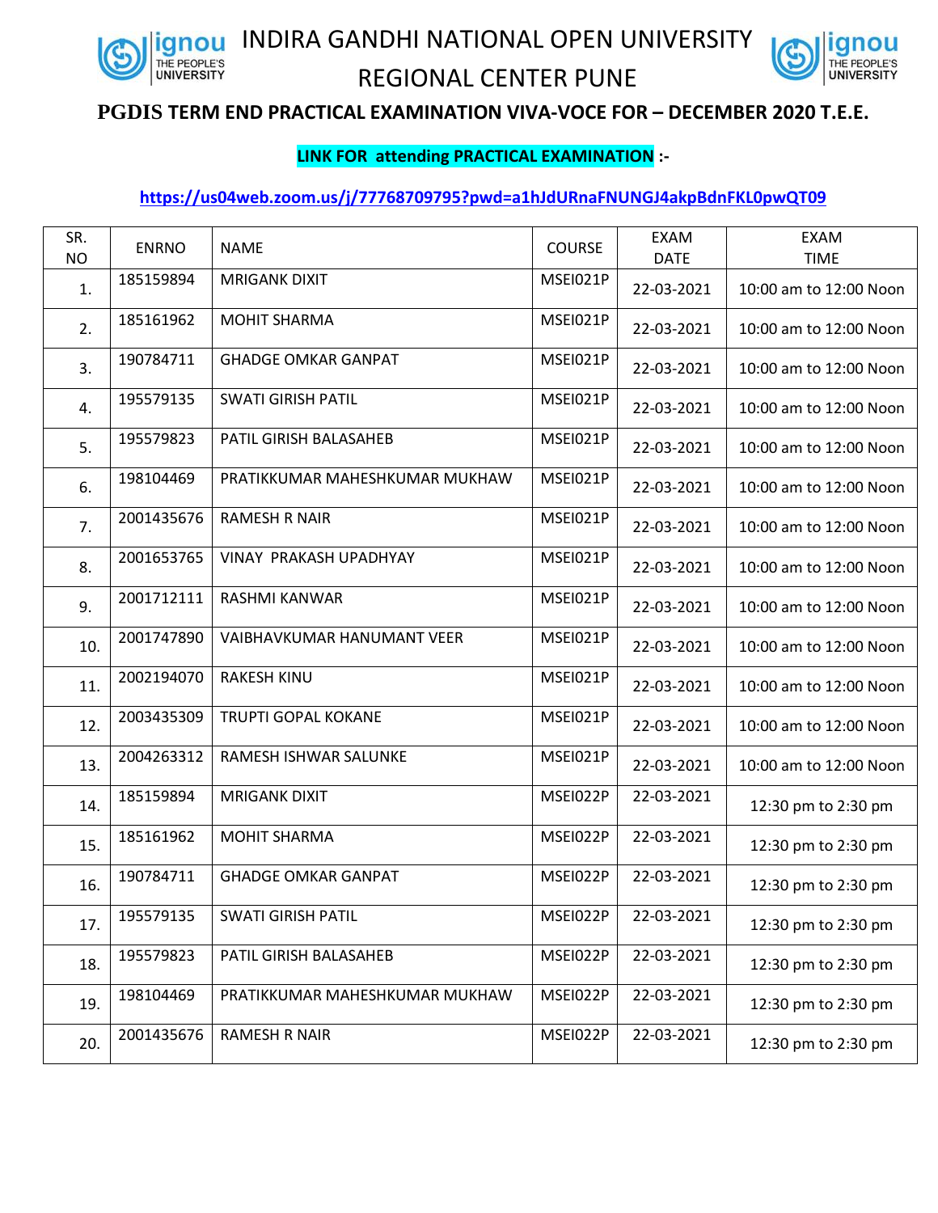# INDIRA GANDHI NATIONAL OPEN UNIVERSITY

## REGIONAL CENTER PUNE

### PGDIS TERM END PRACTICAL EXAMINATION VIVA-VOCE FOR – DECEMBER 2020 T.E.E.

**LINK FOR attending PRACTICAL EXAMINATION :-**

**https://us04web.zoom.us/j/77768709795?pwd=a1hJdURnaFNUNGJ4akpBdnFKL0pwQT09**

| SR. NO | ENRNO | NAME | COURSE | EXAM DATE | EXAM TIME |
|---|---|---|---|---|---|
| 1. | 185159894 | MRIGANK DIXIT | MSEI021P | 22-03-2021 | 10:00 am to 12:00 Noon |
| 2. | 185161962 | MOHIT SHARMA | MSEI021P | 22-03-2021 | 10:00 am to 12:00 Noon |
| 3. | 190784711 | GHADGE OMKAR GANPAT | MSEI021P | 22-03-2021 | 10:00 am to 12:00 Noon |
| 4. | 195579135 | SWATI GIRISH PATIL | MSEI021P | 22-03-2021 | 10:00 am to 12:00 Noon |
| 5. | 195579823 | PATIL GIRISH BALASAHEB | MSEI021P | 22-03-2021 | 10:00 am to 12:00 Noon |
| 6. | 198104469 | PRATIKKUMAR MAHESHKUMAR MUKHAW | MSEI021P | 22-03-2021 | 10:00 am to 12:00 Noon |
| 7. | 2001435676 | RAMESH R NAIR | MSEI021P | 22-03-2021 | 10:00 am to 12:00 Noon |
| 8. | 2001653765 | VINAY PRAKASH UPADHYAY | MSEI021P | 22-03-2021 | 10:00 am to 12:00 Noon |
| 9. | 2001712111 | RASHMI KANWAR | MSEI021P | 22-03-2021 | 10:00 am to 12:00 Noon |
| 10. | 2001747890 | VAIBHAVKUMAR HANUMANT VEER | MSEI021P | 22-03-2021 | 10:00 am to 12:00 Noon |
| 11. | 2002194070 | RAKESH KINU | MSEI021P | 22-03-2021 | 10:00 am to 12:00 Noon |
| 12. | 2003435309 | TRUPTI GOPAL KOKANE | MSEI021P | 22-03-2021 | 10:00 am to 12:00 Noon |
| 13. | 2004263312 | RAMESH ISHWAR SALUNKE | MSEI021P | 22-03-2021 | 10:00 am to 12:00 Noon |
| 14. | 185159894 | MRIGANK DIXIT | MSEI022P | 22-03-2021 | 12:30 pm to 2:30 pm |
| 15. | 185161962 | MOHIT SHARMA | MSEI022P | 22-03-2021 | 12:30 pm to 2:30 pm |
| 16. | 190784711 | GHADGE OMKAR GANPAT | MSEI022P | 22-03-2021 | 12:30 pm to 2:30 pm |
| 17. | 195579135 | SWATI GIRISH PATIL | MSEI022P | 22-03-2021 | 12:30 pm to 2:30 pm |
| 18. | 195579823 | PATIL GIRISH BALASAHEB | MSEI022P | 22-03-2021 | 12:30 pm to 2:30 pm |
| 19. | 198104469 | PRATIKKUMAR MAHESHKUMAR MUKHAW | MSEI022P | 22-03-2021 | 12:30 pm to 2:30 pm |
| 20. | 2001435676 | RAMESH R NAIR | MSEI022P | 22-03-2021 | 12:30 pm to 2:30 pm |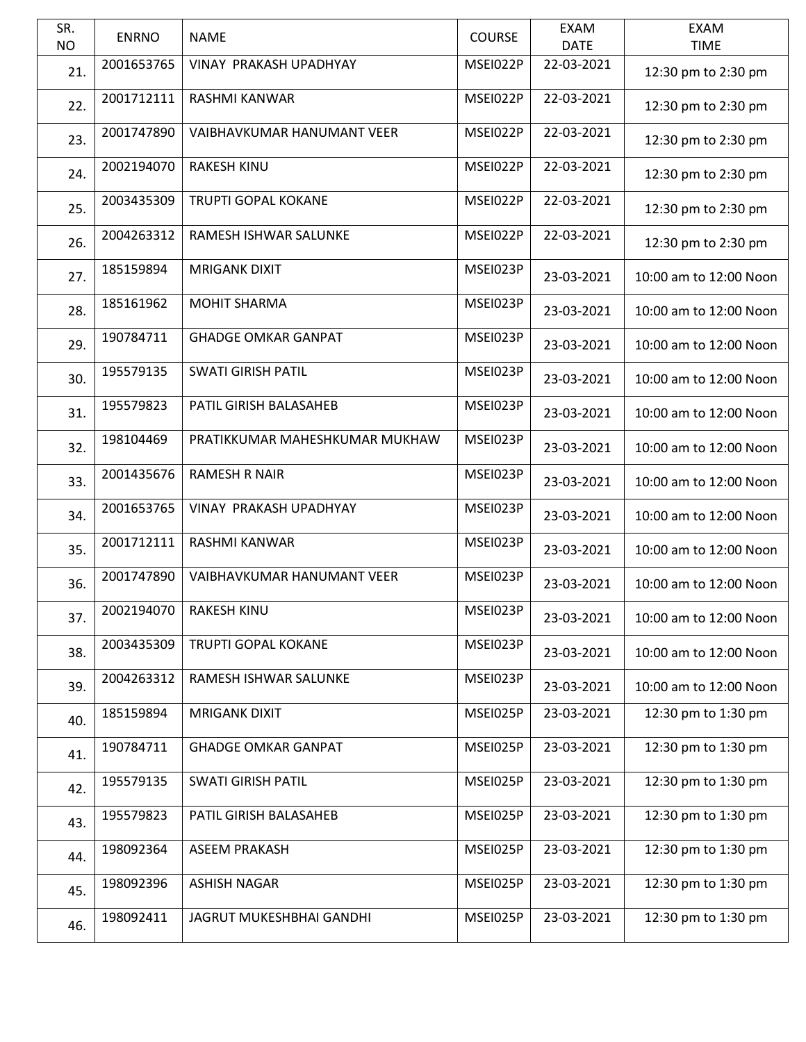| SR. NO | ENRNO | NAME | COURSE | EXAM DATE | EXAM TIME |
|---|---|---|---|---|---|
| 21. | 2001653765 | VINAY PRAKASH UPADHYAY | MSEI022P | 22-03-2021 | 12:30 pm to 2:30 pm |
| 22. | 2001712111 | RASHMI KANWAR | MSEI022P | 22-03-2021 | 12:30 pm to 2:30 pm |
| 23. | 2001747890 | VAIBHAVKUMAR HANUMANT VEER | MSEI022P | 22-03-2021 | 12:30 pm to 2:30 pm |
| 24. | 2002194070 | RAKESH KINU | MSEI022P | 22-03-2021 | 12:30 pm to 2:30 pm |
| 25. | 2003435309 | TRUPTI GOPAL KOKANE | MSEI022P | 22-03-2021 | 12:30 pm to 2:30 pm |
| 26. | 2004263312 | RAMESH ISHWAR SALUNKE | MSEI022P | 22-03-2021 | 12:30 pm to 2:30 pm |
| 27. | 185159894 | MRIGANK DIXIT | MSEI023P | 23-03-2021 | 10:00 am to 12:00 Noon |
| 28. | 185161962 | MOHIT SHARMA | MSEI023P | 23-03-2021 | 10:00 am to 12:00 Noon |
| 29. | 190784711 | GHADGE OMKAR GANPAT | MSEI023P | 23-03-2021 | 10:00 am to 12:00 Noon |
| 30. | 195579135 | SWATI GIRISH PATIL | MSEI023P | 23-03-2021 | 10:00 am to 12:00 Noon |
| 31. | 195579823 | PATIL GIRISH BALASAHEB | MSEI023P | 23-03-2021 | 10:00 am to 12:00 Noon |
| 32. | 198104469 | PRATIKKUMAR MAHESHKUMAR MUKHAW | MSEI023P | 23-03-2021 | 10:00 am to 12:00 Noon |
| 33. | 2001435676 | RAMESH R NAIR | MSEI023P | 23-03-2021 | 10:00 am to 12:00 Noon |
| 34. | 2001653765 | VINAY PRAKASH UPADHYAY | MSEI023P | 23-03-2021 | 10:00 am to 12:00 Noon |
| 35. | 2001712111 | RASHMI KANWAR | MSEI023P | 23-03-2021 | 10:00 am to 12:00 Noon |
| 36. | 2001747890 | VAIBHAVKUMAR HANUMANT VEER | MSEI023P | 23-03-2021 | 10:00 am to 12:00 Noon |
| 37. | 2002194070 | RAKESH KINU | MSEI023P | 23-03-2021 | 10:00 am to 12:00 Noon |
| 38. | 2003435309 | TRUPTI GOPAL KOKANE | MSEI023P | 23-03-2021 | 10:00 am to 12:00 Noon |
| 39. | 2004263312 | RAMESH ISHWAR SALUNKE | MSEI023P | 23-03-2021 | 10:00 am to 12:00 Noon |
| 40. | 185159894 | MRIGANK DIXIT | MSEI025P | 23-03-2021 | 12:30 pm to 1:30 pm |
| 41. | 190784711 | GHADGE OMKAR GANPAT | MSEI025P | 23-03-2021 | 12:30 pm to 1:30 pm |
| 42. | 195579135 | SWATI GIRISH PATIL | MSEI025P | 23-03-2021 | 12:30 pm to 1:30 pm |
| 43. | 195579823 | PATIL GIRISH BALASAHEB | MSEI025P | 23-03-2021 | 12:30 pm to 1:30 pm |
| 44. | 198092364 | ASEEM PRAKASH | MSEI025P | 23-03-2021 | 12:30 pm to 1:30 pm |
| 45. | 198092396 | ASHISH NAGAR | MSEI025P | 23-03-2021 | 12:30 pm to 1:30 pm |
| 46. | 198092411 | JAGRUT MUKESHBHAI GANDHI | MSEI025P | 23-03-2021 | 12:30 pm to 1:30 pm |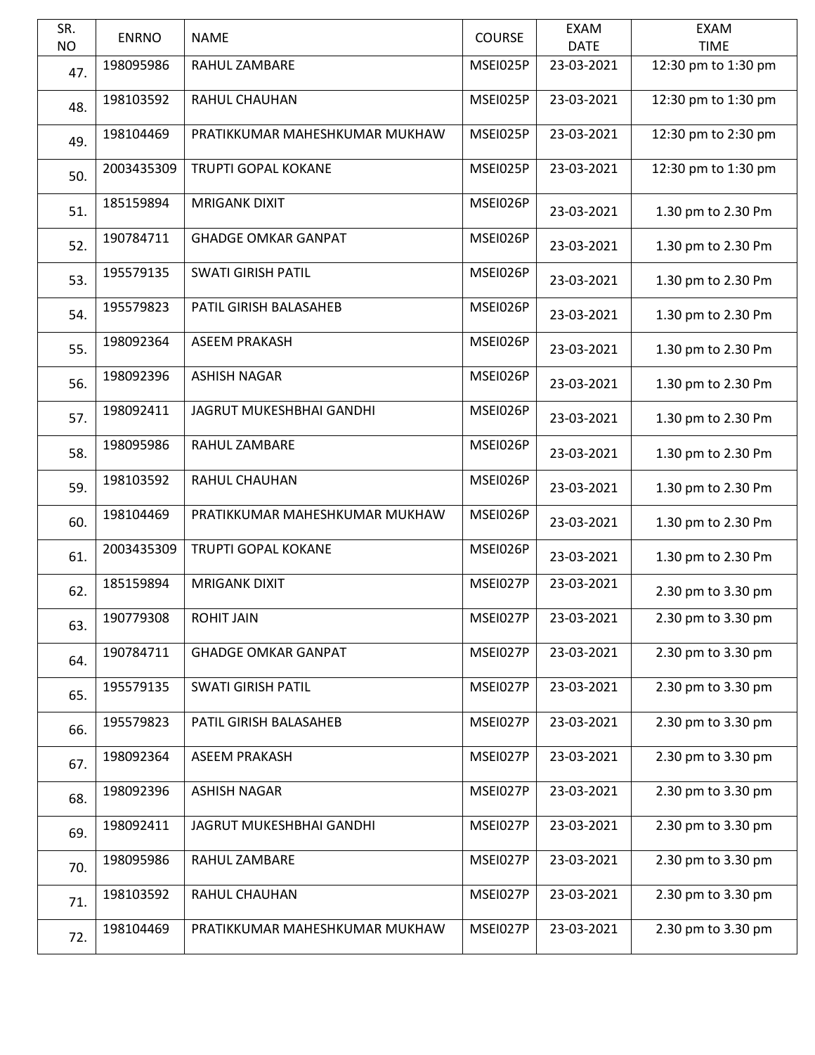| SR. NO | ENRNO | NAME | COURSE | EXAM DATE | EXAM TIME |
|---|---|---|---|---|---|
| 47. | 198095986 | RAHUL ZAMBARE | MSEI025P | 23-03-2021 | 12:30 pm to 1:30 pm |
| 48. | 198103592 | RAHUL CHAUHAN | MSEI025P | 23-03-2021 | 12:30 pm to 1:30 pm |
| 49. | 198104469 | PRATIKKUMAR MAHESHKUMAR MUKHAW | MSEI025P | 23-03-2021 | 12:30 pm to 2:30 pm |
| 50. | 2003435309 | TRUPTI GOPAL KOKANE | MSEI025P | 23-03-2021 | 12:30 pm to 1:30 pm |
| 51. | 185159894 | MRIGANK DIXIT | MSEI026P | 23-03-2021 | 1.30 pm to 2.30 Pm |
| 52. | 190784711 | GHADGE OMKAR GANPAT | MSEI026P | 23-03-2021 | 1.30 pm to 2.30 Pm |
| 53. | 195579135 | SWATI GIRISH PATIL | MSEI026P | 23-03-2021 | 1.30 pm to 2.30 Pm |
| 54. | 195579823 | PATIL GIRISH BALASAHEB | MSEI026P | 23-03-2021 | 1.30 pm to 2.30 Pm |
| 55. | 198092364 | ASEEM PRAKASH | MSEI026P | 23-03-2021 | 1.30 pm to 2.30 Pm |
| 56. | 198092396 | ASHISH NAGAR | MSEI026P | 23-03-2021 | 1.30 pm to 2.30 Pm |
| 57. | 198092411 | JAGRUT MUKESHBHAI GANDHI | MSEI026P | 23-03-2021 | 1.30 pm to 2.30 Pm |
| 58. | 198095986 | RAHUL ZAMBARE | MSEI026P | 23-03-2021 | 1.30 pm to 2.30 Pm |
| 59. | 198103592 | RAHUL CHAUHAN | MSEI026P | 23-03-2021 | 1.30 pm to 2.30 Pm |
| 60. | 198104469 | PRATIKKUMAR MAHESHKUMAR MUKHAW | MSEI026P | 23-03-2021 | 1.30 pm to 2.30 Pm |
| 61. | 2003435309 | TRUPTI GOPAL KOKANE | MSEI026P | 23-03-2021 | 1.30 pm to 2.30 Pm |
| 62. | 185159894 | MRIGANK DIXIT | MSEI027P | 23-03-2021 | 2.30 pm to 3.30 pm |
| 63. | 190779308 | ROHIT JAIN | MSEI027P | 23-03-2021 | 2.30 pm to 3.30 pm |
| 64. | 190784711 | GHADGE OMKAR GANPAT | MSEI027P | 23-03-2021 | 2.30 pm to 3.30 pm |
| 65. | 195579135 | SWATI GIRISH PATIL | MSEI027P | 23-03-2021 | 2.30 pm to 3.30 pm |
| 66. | 195579823 | PATIL GIRISH BALASAHEB | MSEI027P | 23-03-2021 | 2.30 pm to 3.30 pm |
| 67. | 198092364 | ASEEM PRAKASH | MSEI027P | 23-03-2021 | 2.30 pm to 3.30 pm |
| 68. | 198092396 | ASHISH NAGAR | MSEI027P | 23-03-2021 | 2.30 pm to 3.30 pm |
| 69. | 198092411 | JAGRUT MUKESHBHAI GANDHI | MSEI027P | 23-03-2021 | 2.30 pm to 3.30 pm |
| 70. | 198095986 | RAHUL ZAMBARE | MSEI027P | 23-03-2021 | 2.30 pm to 3.30 pm |
| 71. | 198103592 | RAHUL CHAUHAN | MSEI027P | 23-03-2021 | 2.30 pm to 3.30 pm |
| 72. | 198104469 | PRATIKKUMAR MAHESHKUMAR MUKHAW | MSEI027P | 23-03-2021 | 2.30 pm to 3.30 pm |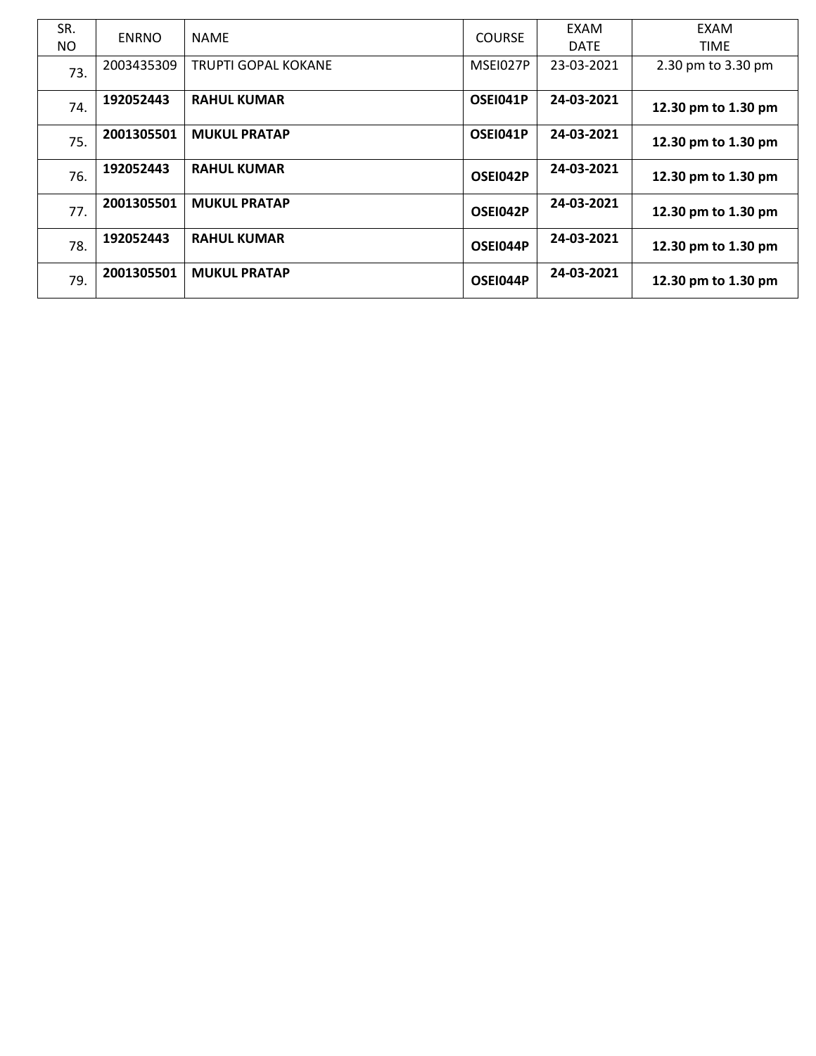| SR. NO | ENRNO | NAME | COURSE | EXAM DATE | EXAM TIME |
|---|---|---|---|---|---|
| 73. | 2003435309 | TRUPTI GOPAL KOKANE | MSEI027P | 23-03-2021 | 2.30 pm to 3.30 pm |
| 74. | **192052443** | **RAHUL KUMAR** | **OSEI041P** | **24-03-2021** | **12.30 pm to 1.30 pm** |
| 75. | **2001305501** | **MUKUL PRATAP** | **OSEI041P** | **24-03-2021** | **12.30 pm to 1.30 pm** |
| 76. | **192052443** | **RAHUL KUMAR** | **OSEI042P** | **24-03-2021** | **12.30 pm to 1.30 pm** |
| 77. | **2001305501** | **MUKUL PRATAP** | **OSEI042P** | **24-03-2021** | **12.30 pm to 1.30 pm** |
| 78. | **192052443** | **RAHUL KUMAR** | **OSEI044P** | **24-03-2021** | **12.30 pm to 1.30 pm** |
| 79. | **2001305501** | **MUKUL PRATAP** | **OSEI044P** | **24-03-2021** | **12.30 pm to 1.30 pm** |